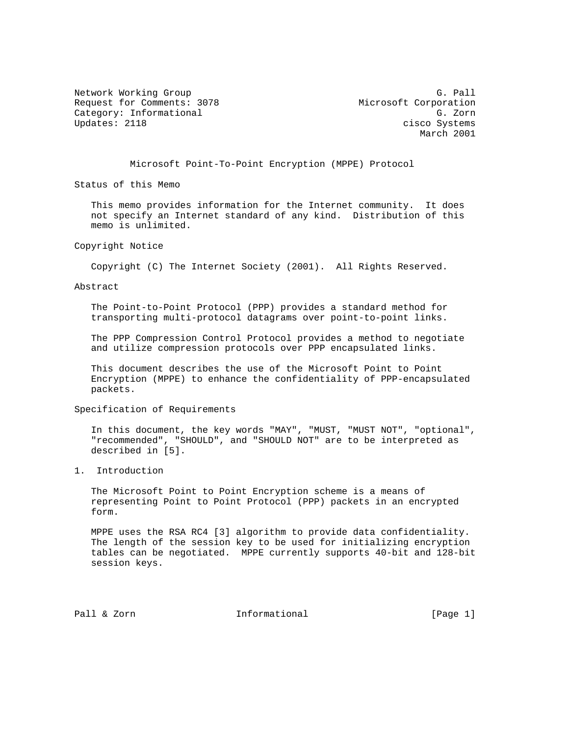Network Working Group G. Pall
Request for Comments: 3078 Microsoft Corporation
Category: Informational G. Zorn
Updates: 2118 cisco Systems
March 2001

# Microsoft Point-To-Point Encryption (MPPE) Protocol

## Status of this Memo

This memo provides information for the Internet community. It does not specify an Internet standard of any kind. Distribution of this memo is unlimited.

## Copyright Notice

Copyright (C) The Internet Society (2001). All Rights Reserved.

## Abstract

The Point-to-Point Protocol (PPP) provides a standard method for transporting multi-protocol datagrams over point-to-point links.

The PPP Compression Control Protocol provides a method to negotiate and utilize compression protocols over PPP encapsulated links.

This document describes the use of the Microsoft Point to Point Encryption (MPPE) to enhance the confidentiality of PPP-encapsulated packets.

## Specification of Requirements

In this document, the key words "MAY", "MUST, "MUST NOT", "optional", "recommended", "SHOULD", and "SHOULD NOT" are to be interpreted as described in [5].

## 1. Introduction

The Microsoft Point to Point Encryption scheme is a means of representing Point to Point Protocol (PPP) packets in an encrypted form.

MPPE uses the RSA RC4 [3] algorithm to provide data confidentiality. The length of the session key to be used for initializing encryption tables can be negotiated. MPPE currently supports 40-bit and 128-bit session keys.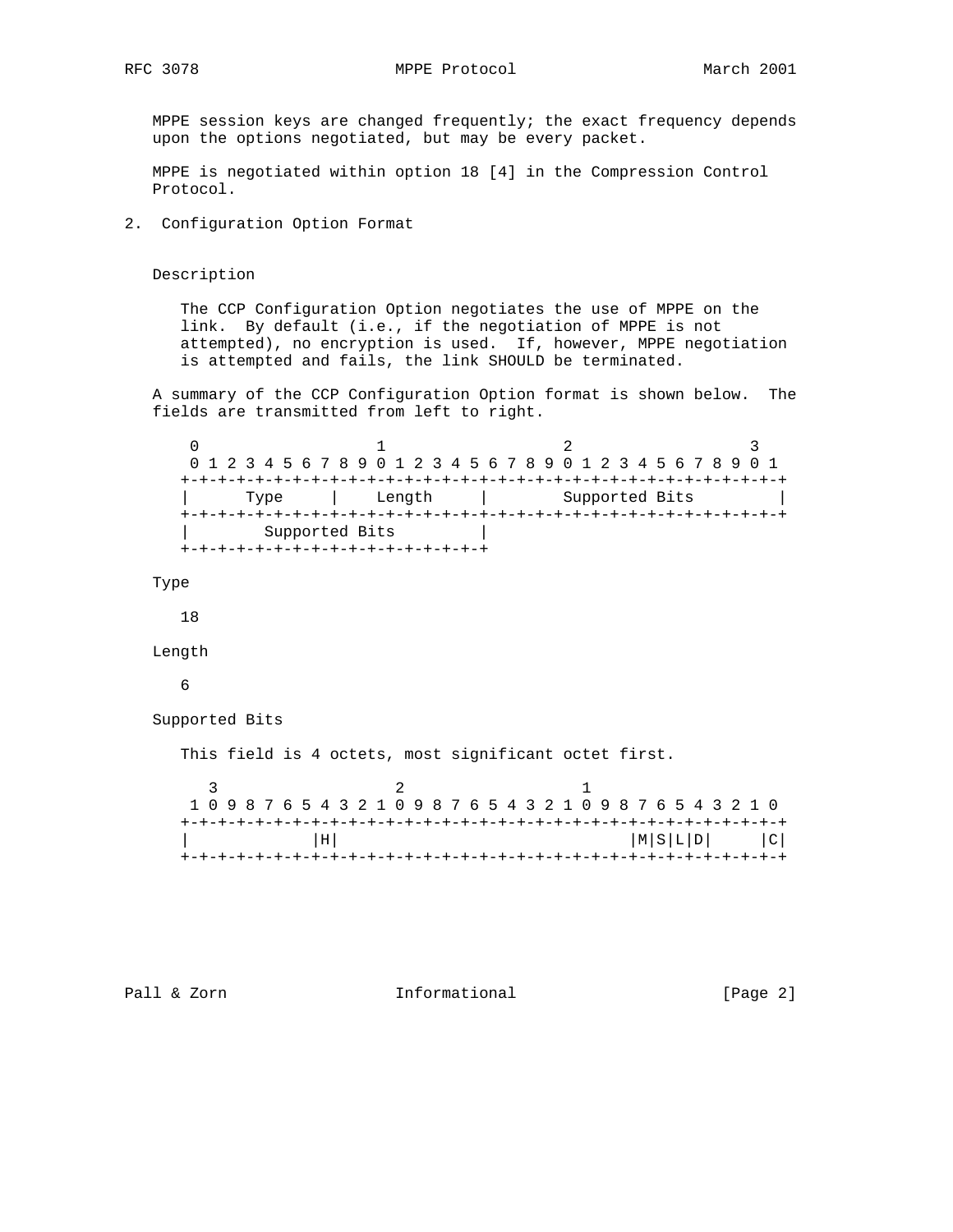MPPE session keys are changed frequently; the exact frequency depends upon the options negotiated, but may be every packet.

MPPE is negotiated within option 18 [4] in the Compression Control Protocol.

## 2. Configuration Option Format

Description

The CCP Configuration Option negotiates the use of MPPE on the link. By default (i.e., if the negotiation of MPPE is not attempted), no encryption is used. If, however, MPPE negotiation is attempted and fails, the link SHOULD be terminated.

A summary of the CCP Configuration Option format is shown below. The fields are transmitted from left to right.

```
 0                   1                   2                   3
 0 1 2 3 4 5 6 7 8 9 0 1 2 3 4 5 6 7 8 9 0 1 2 3 4 5 6 7 8 9 0 1
+-+-+-+-+-+-+-+-+-+-+-+-+-+-+-+-+-+-+-+-+-+-+-+-+-+-+-+-+-+-+-+-+
|      Type     |    Length     |        Supported Bits         |
+-+-+-+-+-+-+-+-+-+-+-+-+-+-+-+-+-+-+-+-+-+-+-+-+-+-+-+-+-+-+-+-+
|        Supported Bits         |
+-+-+-+-+-+-+-+-+-+-+-+-+-+-+-+-+
```

Type

18

Length

6

Supported Bits

This field is 4 octets, most significant octet first.

```
   3                   2                   1
 1 0 9 8 7 6 5 4 3 2 1 0 9 8 7 6 5 4 3 2 1 0 9 8 7 6 5 4 3 2 1 0
+-+-+-+-+-+-+-+-+-+-+-+-+-+-+-+-+-+-+-+-+-+-+-+-+-+-+-+-+-+-+-+-+
|             |H|                             |M|S|L|D|     |C|
+-+-+-+-+-+-+-+-+-+-+-+-+-+-+-+-+-+-+-+-+-+-+-+-+-+-+-+-+-+-+-+-+
```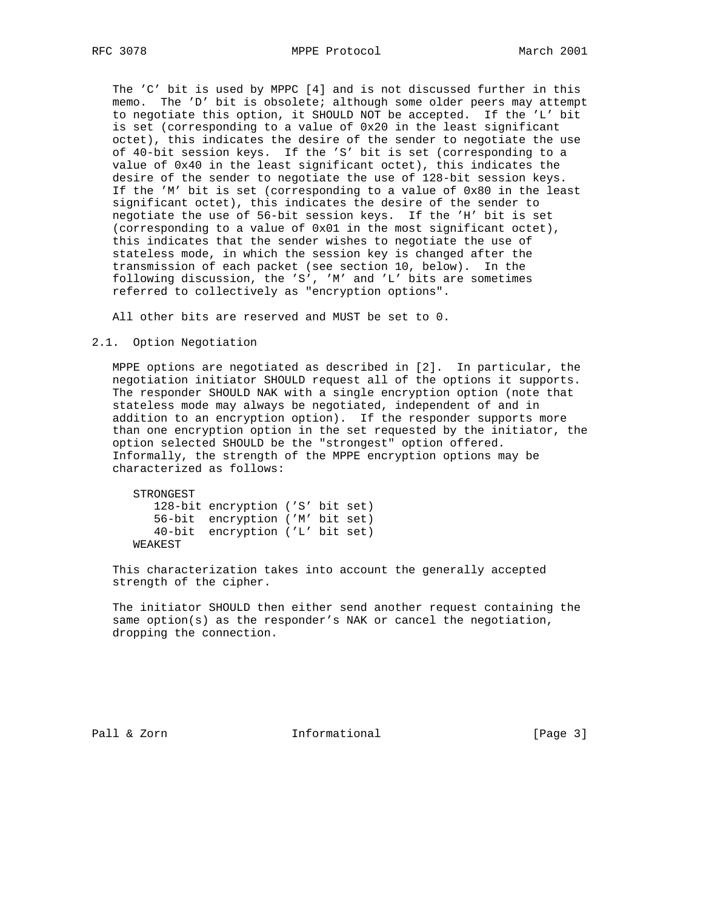The 'C' bit is used by MPPC [4] and is not discussed further in this memo. The 'D' bit is obsolete; although some older peers may attempt to negotiate this option, it SHOULD NOT be accepted. If the 'L' bit is set (corresponding to a value of 0x20 in the least significant octet), this indicates the desire of the sender to negotiate the use of 40-bit session keys. If the 'S' bit is set (corresponding to a value of 0x40 in the least significant octet), this indicates the desire of the sender to negotiate the use of 128-bit session keys. If the 'M' bit is set (corresponding to a value of 0x80 in the least significant octet), this indicates the desire of the sender to negotiate the use of 56-bit session keys. If the 'H' bit is set (corresponding to a value of 0x01 in the most significant octet), this indicates that the sender wishes to negotiate the use of stateless mode, in which the session key is changed after the transmission of each packet (see section 10, below). In the following discussion, the 'S', 'M' and 'L' bits are sometimes referred to collectively as "encryption options".

All other bits are reserved and MUST be set to 0.

## 2.1. Option Negotiation

MPPE options are negotiated as described in [2]. In particular, the negotiation initiator SHOULD request all of the options it supports. The responder SHOULD NAK with a single encryption option (note that stateless mode may always be negotiated, independent of and in addition to an encryption option). If the responder supports more than one encryption option in the set requested by the initiator, the option selected SHOULD be the "strongest" option offered. Informally, the strength of the MPPE encryption options may be characterized as follows:

```
STRONGEST
   128-bit encryption ('S' bit set)
   56-bit  encryption ('M' bit set)
   40-bit  encryption ('L' bit set)
WEAKEST
```

This characterization takes into account the generally accepted strength of the cipher.

The initiator SHOULD then either send another request containing the same option(s) as the responder's NAK or cancel the negotiation, dropping the connection.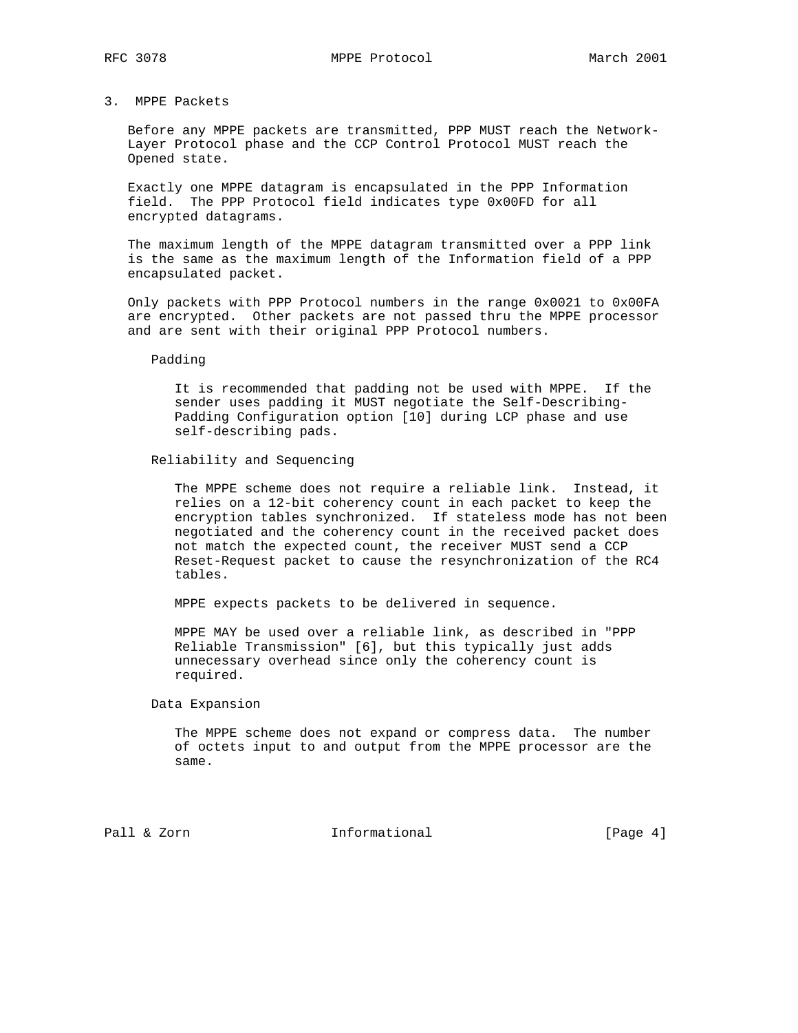## 3. MPPE Packets

Before any MPPE packets are transmitted, PPP MUST reach the Network-Layer Protocol phase and the CCP Control Protocol MUST reach the Opened state.

Exactly one MPPE datagram is encapsulated in the PPP Information field. The PPP Protocol field indicates type 0x00FD for all encrypted datagrams.

The maximum length of the MPPE datagram transmitted over a PPP link is the same as the maximum length of the Information field of a PPP encapsulated packet.

Only packets with PPP Protocol numbers in the range 0x0021 to 0x00FA are encrypted. Other packets are not passed thru the MPPE processor and are sent with their original PPP Protocol numbers.

### Padding

It is recommended that padding not be used with MPPE. If the sender uses padding it MUST negotiate the Self-Describing-Padding Configuration option [10] during LCP phase and use self-describing pads.

### Reliability and Sequencing

The MPPE scheme does not require a reliable link. Instead, it relies on a 12-bit coherency count in each packet to keep the encryption tables synchronized. If stateless mode has not been negotiated and the coherency count in the received packet does not match the expected count, the receiver MUST send a CCP Reset-Request packet to cause the resynchronization of the RC4 tables.

MPPE expects packets to be delivered in sequence.

MPPE MAY be used over a reliable link, as described in "PPP Reliable Transmission" [6], but this typically just adds unnecessary overhead since only the coherency count is required.

### Data Expansion

The MPPE scheme does not expand or compress data. The number of octets input to and output from the MPPE processor are the same.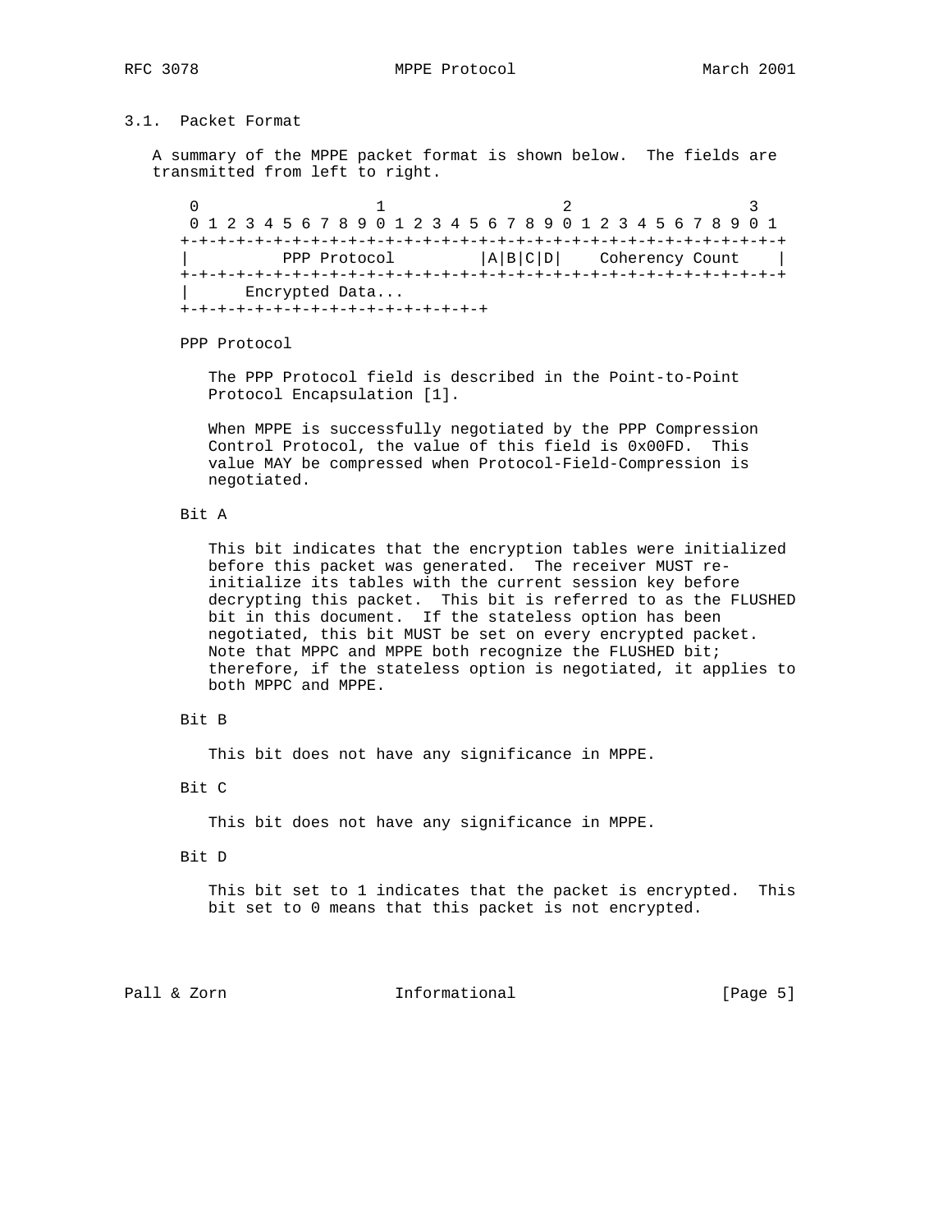### 3.1. Packet Format

A summary of the MPPE packet format is shown below. The fields are transmitted from left to right.

```
 0                   1                   2                   3
 0 1 2 3 4 5 6 7 8 9 0 1 2 3 4 5 6 7 8 9 0 1 2 3 4 5 6 7 8 9 0 1
+-+-+-+-+-+-+-+-+-+-+-+-+-+-+-+-+-+-+-+-+-+-+-+-+-+-+-+-+-+-+-+-+
|          PPP Protocol         |A|B|C|D|    Coherency Count    |
+-+-+-+-+-+-+-+-+-+-+-+-+-+-+-+-+-+-+-+-+-+-+-+-+-+-+-+-+-+-+-+-+
|      Encrypted Data...
+-+-+-+-+-+-+-+-+-+-+-+-+-+-+-+-+
```

PPP Protocol

The PPP Protocol field is described in the Point-to-Point Protocol Encapsulation [1].

When MPPE is successfully negotiated by the PPP Compression Control Protocol, the value of this field is 0x00FD. This value MAY be compressed when Protocol-Field-Compression is negotiated.

Bit A

This bit indicates that the encryption tables were initialized before this packet was generated. The receiver MUST re-initialize its tables with the current session key before decrypting this packet. This bit is referred to as the FLUSHED bit in this document. If the stateless option has been negotiated, this bit MUST be set on every encrypted packet. Note that MPPC and MPPE both recognize the FLUSHED bit; therefore, if the stateless option is negotiated, it applies to both MPPC and MPPE.

Bit B

This bit does not have any significance in MPPE.

Bit C

This bit does not have any significance in MPPE.

Bit D

This bit set to 1 indicates that the packet is encrypted. This bit set to 0 means that this packet is not encrypted.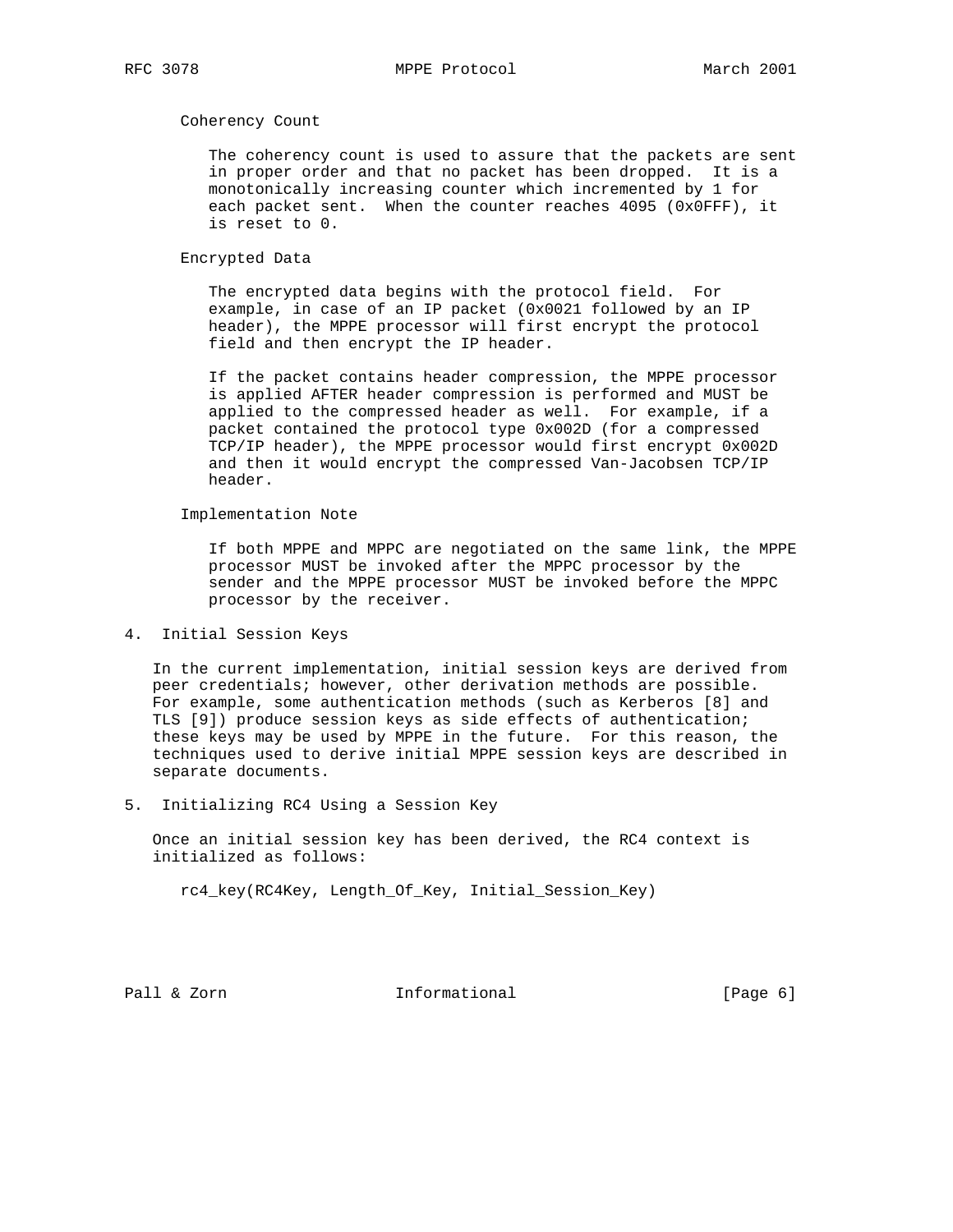Coherency Count

The coherency count is used to assure that the packets are sent in proper order and that no packet has been dropped. It is a monotonically increasing counter which incremented by 1 for each packet sent. When the counter reaches 4095 (0x0FFF), it is reset to 0.

Encrypted Data

The encrypted data begins with the protocol field. For example, in case of an IP packet (0x0021 followed by an IP header), the MPPE processor will first encrypt the protocol field and then encrypt the IP header.

If the packet contains header compression, the MPPE processor is applied AFTER header compression is performed and MUST be applied to the compressed header as well. For example, if a packet contained the protocol type 0x002D (for a compressed TCP/IP header), the MPPE processor would first encrypt 0x002D and then it would encrypt the compressed Van-Jacobsen TCP/IP header.

Implementation Note

If both MPPE and MPPC are negotiated on the same link, the MPPE processor MUST be invoked after the MPPC processor by the sender and the MPPE processor MUST be invoked before the MPPC processor by the receiver.

## 4. Initial Session Keys

In the current implementation, initial session keys are derived from peer credentials; however, other derivation methods are possible. For example, some authentication methods (such as Kerberos [8] and TLS [9]) produce session keys as side effects of authentication; these keys may be used by MPPE in the future. For this reason, the techniques used to derive initial MPPE session keys are described in separate documents.

## 5. Initializing RC4 Using a Session Key

Once an initial session key has been derived, the RC4 context is initialized as follows:

```
rc4_key(RC4Key, Length_Of_Key, Initial_Session_Key)
```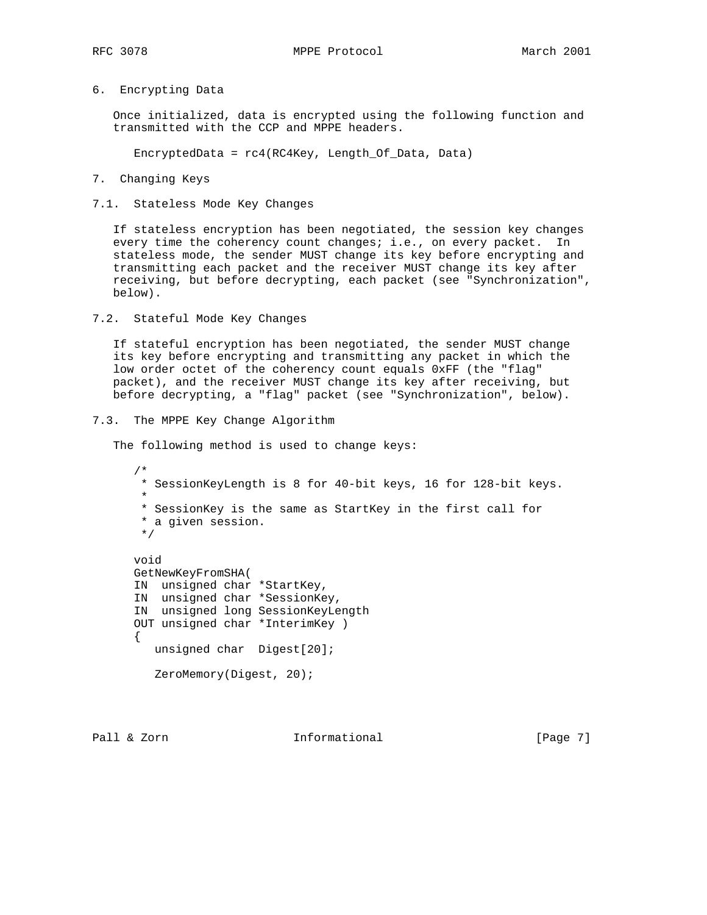## 6. Encrypting Data

Once initialized, data is encrypted using the following function and transmitted with the CCP and MPPE headers.

```
EncryptedData = rc4(RC4Key, Length_Of_Data, Data)
```

## 7. Changing Keys

### 7.1. Stateless Mode Key Changes

If stateless encryption has been negotiated, the session key changes every time the coherency count changes; i.e., on every packet. In stateless mode, the sender MUST change its key before encrypting and transmitting each packet and the receiver MUST change its key after receiving, but before decrypting, each packet (see "Synchronization", below).

### 7.2. Stateful Mode Key Changes

If stateful encryption has been negotiated, the sender MUST change its key before encrypting and transmitting any packet in which the low order octet of the coherency count equals 0xFF (the "flag" packet), and the receiver MUST change its key after receiving, but before decrypting, a "flag" packet (see "Synchronization", below).

### 7.3. The MPPE Key Change Algorithm

The following method is used to change keys:

```
/*
 * SessionKeyLength is 8 for 40-bit keys, 16 for 128-bit keys.
 *
 * SessionKey is the same as StartKey in the first call for
 * a given session.
 */

void
GetNewKeyFromSHA(
IN  unsigned char *StartKey,
IN  unsigned char *SessionKey,
IN  unsigned long SessionKeyLength
OUT unsigned char *InterimKey )
{
   unsigned char  Digest[20];

   ZeroMemory(Digest, 20);
```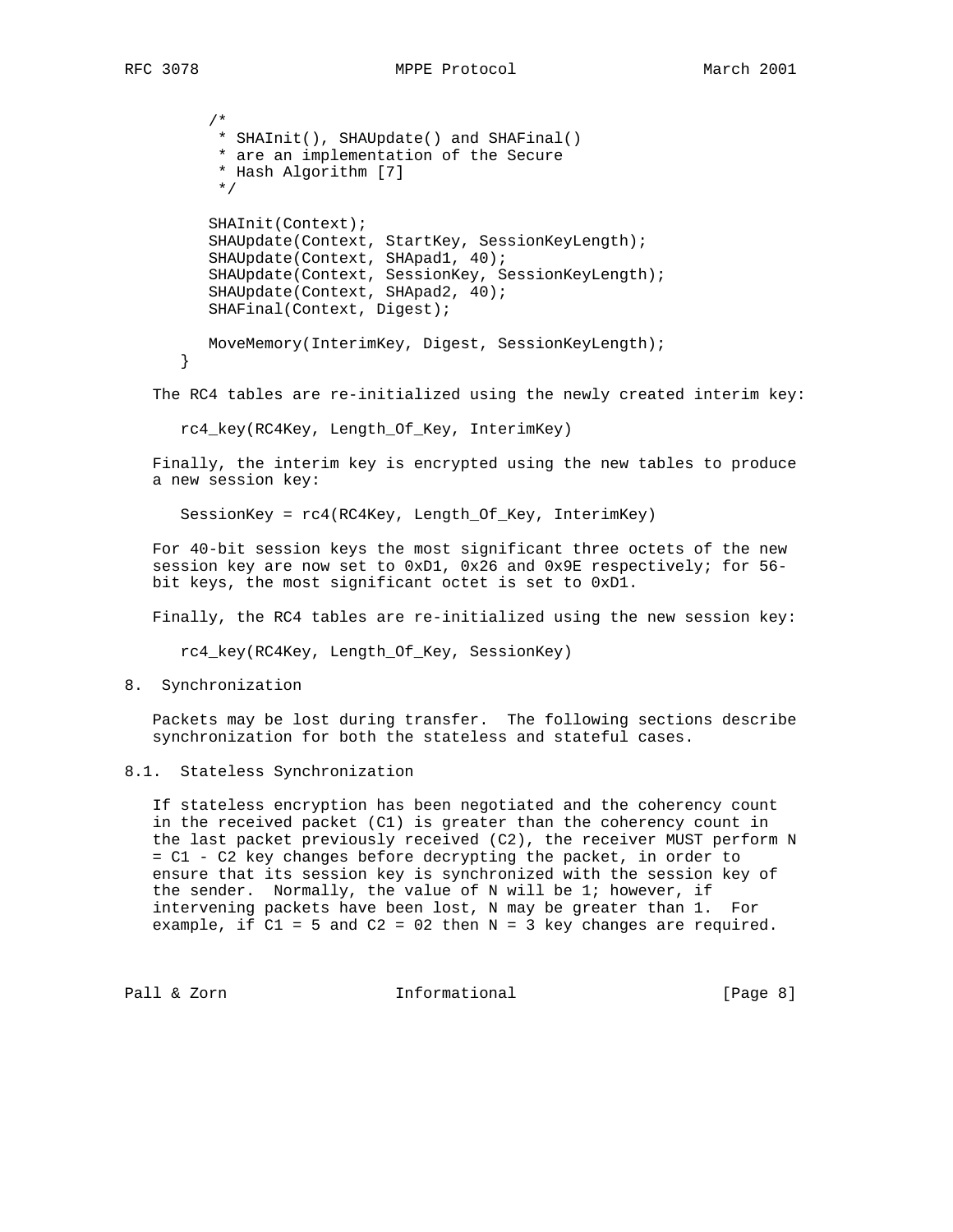```
   /*
    * SHAInit(), SHAUpdate() and SHAFinal()
    * are an implementation of the Secure
    * Hash Algorithm [7]
    */

   SHAInit(Context);
   SHAUpdate(Context, StartKey, SessionKeyLength);
   SHAUpdate(Context, SHApad1, 40);
   SHAUpdate(Context, SessionKey, SessionKeyLength);
   SHAUpdate(Context, SHApad2, 40);
   SHAFinal(Context, Digest);

   MoveMemory(InterimKey, Digest, SessionKeyLength);
}
```

The RC4 tables are re-initialized using the newly created interim key:

```
rc4_key(RC4Key, Length_Of_Key, InterimKey)
```

Finally, the interim key is encrypted using the new tables to produce a new session key:

```
SessionKey = rc4(RC4Key, Length_Of_Key, InterimKey)
```

For 40-bit session keys the most significant three octets of the new session key are now set to 0xD1, 0x26 and 0x9E respectively; for 56-bit keys, the most significant octet is set to 0xD1.

Finally, the RC4 tables are re-initialized using the new session key:

```
rc4_key(RC4Key, Length_Of_Key, SessionKey)
```

## 8. Synchronization

Packets may be lost during transfer. The following sections describe synchronization for both the stateless and stateful cases.

### 8.1. Stateless Synchronization

If stateless encryption has been negotiated and the coherency count in the received packet (C1) is greater than the coherency count in the last packet previously received (C2), the receiver MUST perform N = C1 - C2 key changes before decrypting the packet, in order to ensure that its session key is synchronized with the session key of the sender. Normally, the value of N will be 1; however, if intervening packets have been lost, N may be greater than 1. For example, if C1 = 5 and C2 = 02 then N = 3 key changes are required.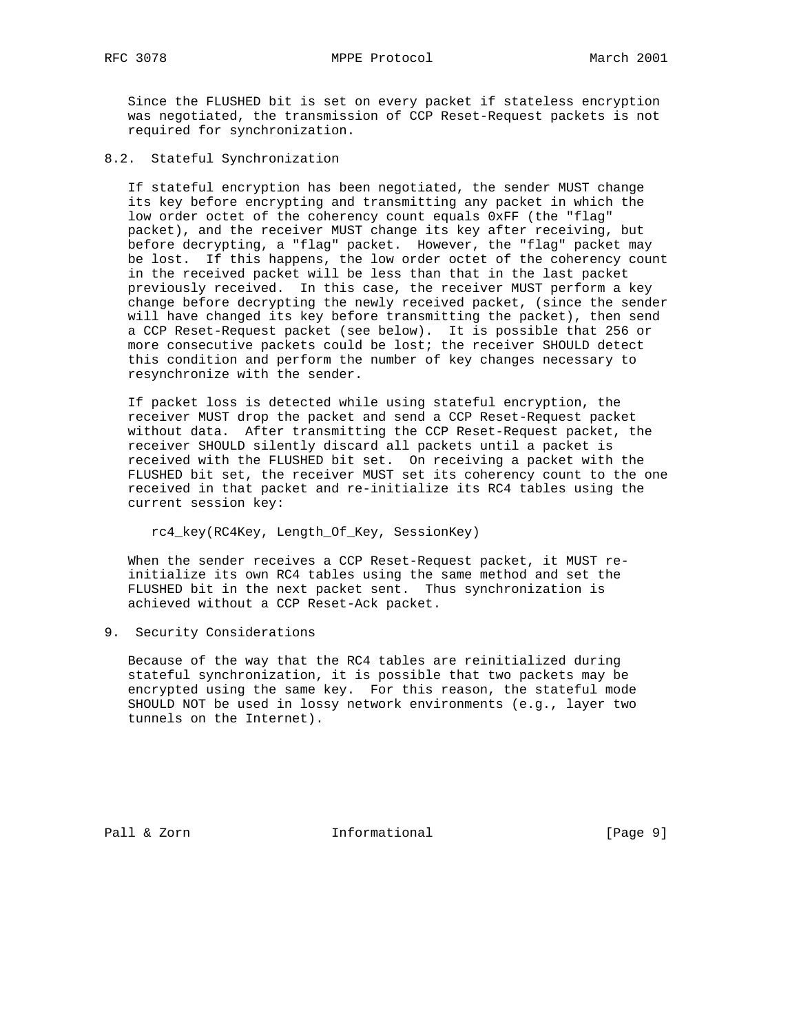Since the FLUSHED bit is set on every packet if stateless encryption was negotiated, the transmission of CCP Reset-Request packets is not required for synchronization.

## 8.2. Stateful Synchronization

If stateful encryption has been negotiated, the sender MUST change its key before encrypting and transmitting any packet in which the low order octet of the coherency count equals 0xFF (the "flag" packet), and the receiver MUST change its key after receiving, but before decrypting, a "flag" packet. However, the "flag" packet may be lost. If this happens, the low order octet of the coherency count in the received packet will be less than that in the last packet previously received. In this case, the receiver MUST perform a key change before decrypting the newly received packet, (since the sender will have changed its key before transmitting the packet), then send a CCP Reset-Request packet (see below). It is possible that 256 or more consecutive packets could be lost; the receiver SHOULD detect this condition and perform the number of key changes necessary to resynchronize with the sender.

If packet loss is detected while using stateful encryption, the receiver MUST drop the packet and send a CCP Reset-Request packet without data. After transmitting the CCP Reset-Request packet, the receiver SHOULD silently discard all packets until a packet is received with the FLUSHED bit set. On receiving a packet with the FLUSHED bit set, the receiver MUST set its coherency count to the one received in that packet and re-initialize its RC4 tables using the current session key:

```
rc4_key(RC4Key, Length_Of_Key, SessionKey)
```

When the sender receives a CCP Reset-Request packet, it MUST re-initialize its own RC4 tables using the same method and set the FLUSHED bit in the next packet sent. Thus synchronization is achieved without a CCP Reset-Ack packet.

# 9. Security Considerations

Because of the way that the RC4 tables are reinitialized during stateful synchronization, it is possible that two packets may be encrypted using the same key. For this reason, the stateful mode SHOULD NOT be used in lossy network environments (e.g., layer two tunnels on the Internet).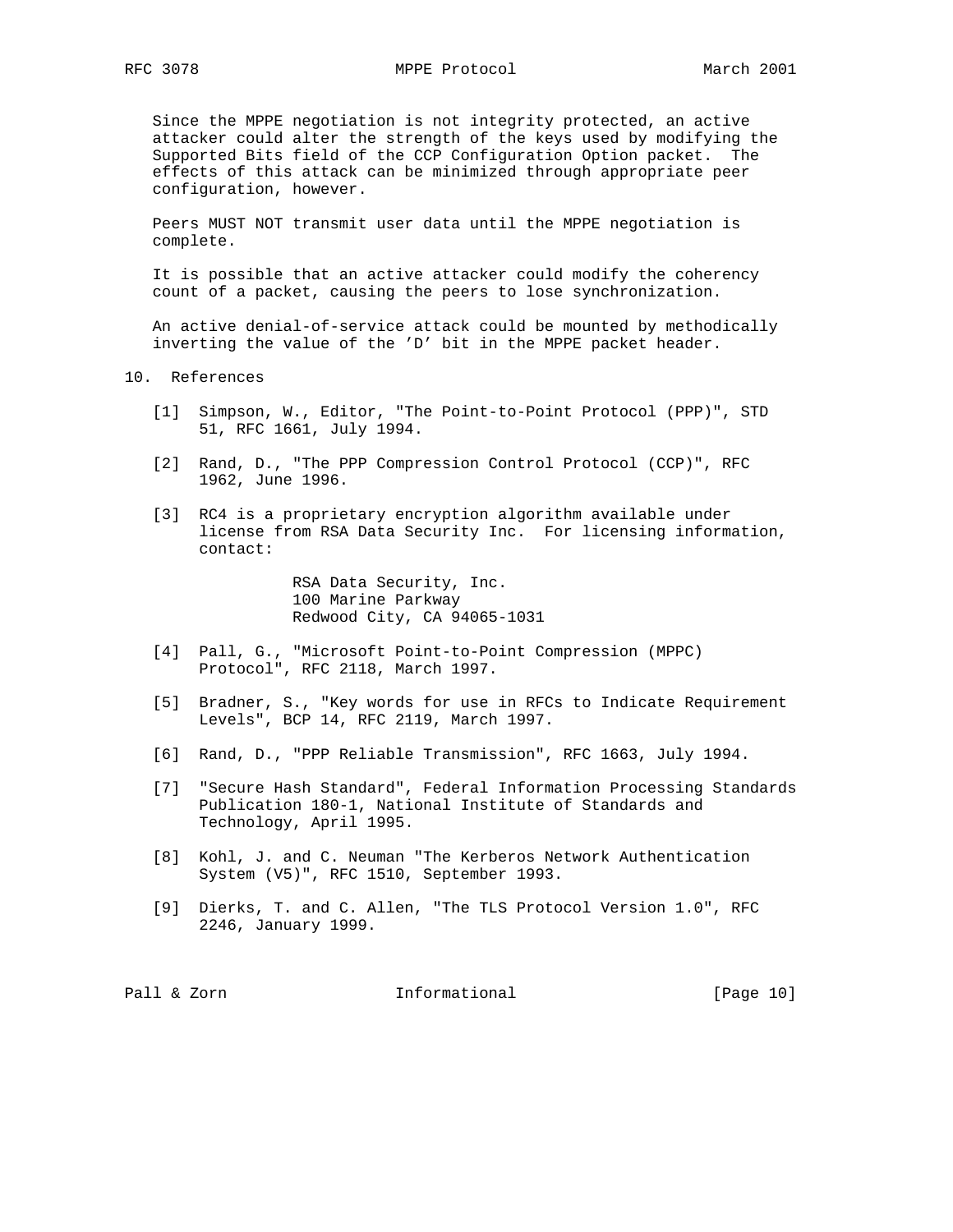Since the MPPE negotiation is not integrity protected, an active attacker could alter the strength of the keys used by modifying the Supported Bits field of the CCP Configuration Option packet. The effects of this attack can be minimized through appropriate peer configuration, however.

Peers MUST NOT transmit user data until the MPPE negotiation is complete.

It is possible that an active attacker could modify the coherency count of a packet, causing the peers to lose synchronization.

An active denial-of-service attack could be mounted by methodically inverting the value of the 'D' bit in the MPPE packet header.

## 10. References

[1] Simpson, W., Editor, "The Point-to-Point Protocol (PPP)", STD 51, RFC 1661, July 1994.

[2] Rand, D., "The PPP Compression Control Protocol (CCP)", RFC 1962, June 1996.

[3] RC4 is a proprietary encryption algorithm available under license from RSA Data Security Inc. For licensing information, contact:

    RSA Data Security, Inc.
    100 Marine Parkway
    Redwood City, CA 94065-1031

[4] Pall, G., "Microsoft Point-to-Point Compression (MPPC) Protocol", RFC 2118, March 1997.

[5] Bradner, S., "Key words for use in RFCs to Indicate Requirement Levels", BCP 14, RFC 2119, March 1997.

[6] Rand, D., "PPP Reliable Transmission", RFC 1663, July 1994.

[7] "Secure Hash Standard", Federal Information Processing Standards Publication 180-1, National Institute of Standards and Technology, April 1995.

[8] Kohl, J. and C. Neuman "The Kerberos Network Authentication System (V5)", RFC 1510, September 1993.

[9] Dierks, T. and C. Allen, "The TLS Protocol Version 1.0", RFC 2246, January 1999.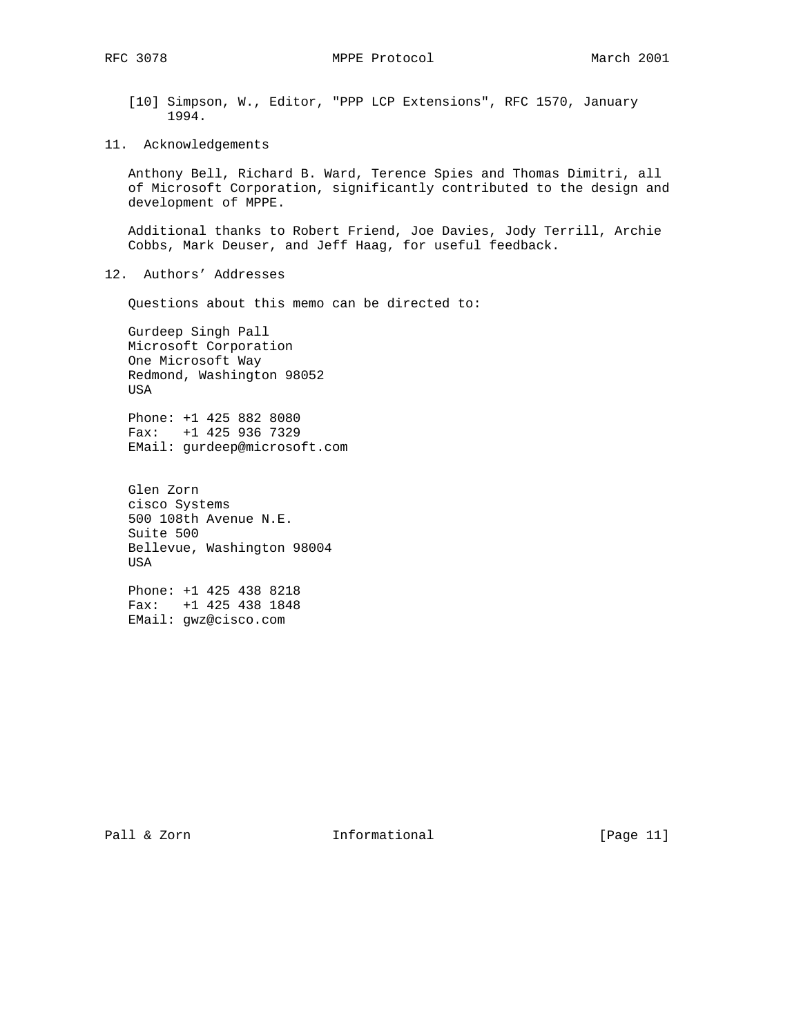[10] Simpson, W., Editor, "PPP LCP Extensions", RFC 1570, January 1994.

## 11. Acknowledgements

Anthony Bell, Richard B. Ward, Terence Spies and Thomas Dimitri, all of Microsoft Corporation, significantly contributed to the design and development of MPPE.

Additional thanks to Robert Friend, Joe Davies, Jody Terrill, Archie Cobbs, Mark Deuser, and Jeff Haag, for useful feedback.

## 12. Authors' Addresses

Questions about this memo can be directed to:

Gurdeep Singh Pall
Microsoft Corporation
One Microsoft Way
Redmond, Washington 98052
USA

Phone: +1 425 882 8080
Fax: +1 425 936 7329
EMail: gurdeep@microsoft.com

Glen Zorn
cisco Systems
500 108th Avenue N.E.
Suite 500
Bellevue, Washington 98004
USA

Phone: +1 425 438 8218
Fax: +1 425 438 1848
EMail: gwz@cisco.com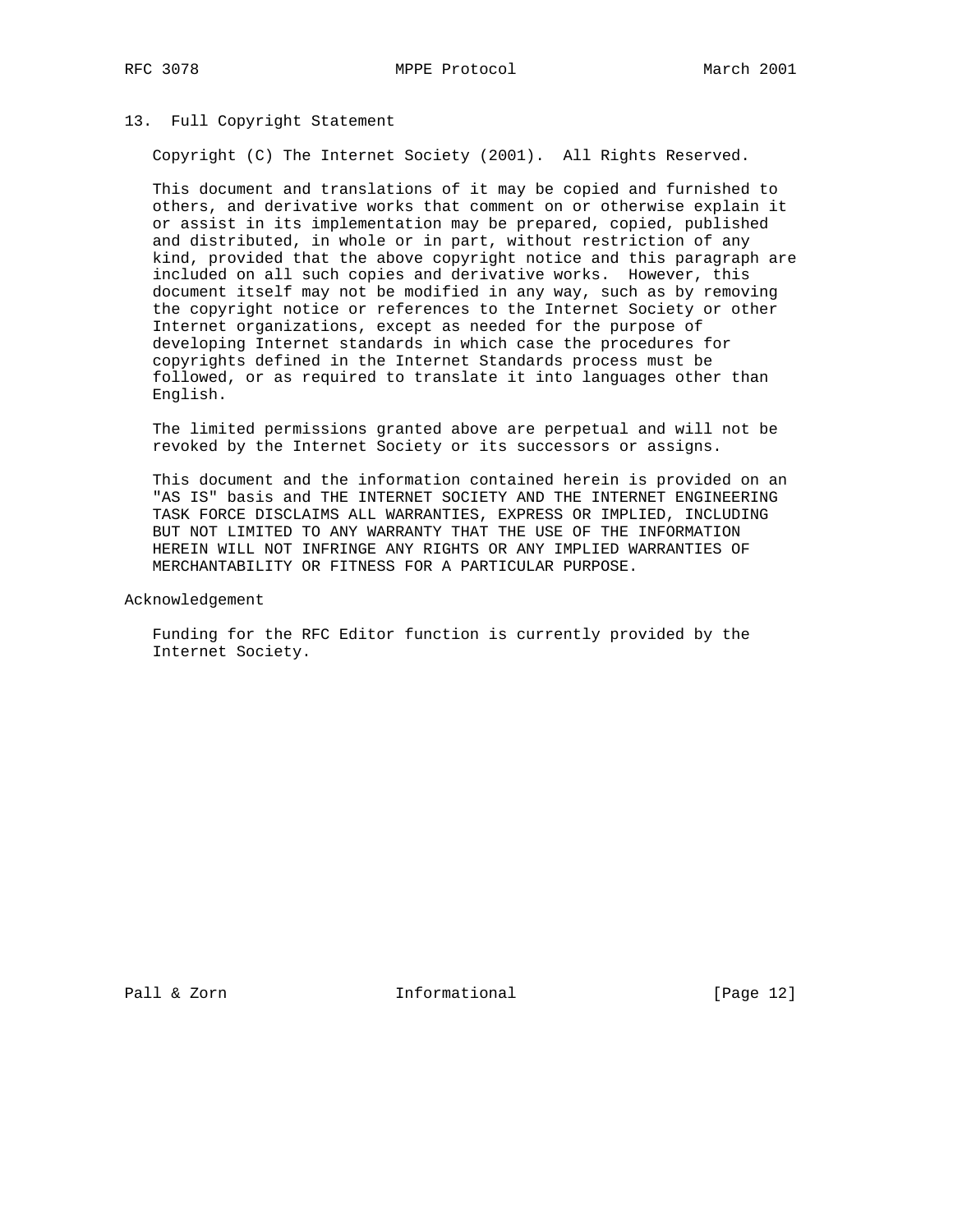## 13. Full Copyright Statement

Copyright (C) The Internet Society (2001). All Rights Reserved.

This document and translations of it may be copied and furnished to others, and derivative works that comment on or otherwise explain it or assist in its implementation may be prepared, copied, published and distributed, in whole or in part, without restriction of any kind, provided that the above copyright notice and this paragraph are included on all such copies and derivative works. However, this document itself may not be modified in any way, such as by removing the copyright notice or references to the Internet Society or other Internet organizations, except as needed for the purpose of developing Internet standards in which case the procedures for copyrights defined in the Internet Standards process must be followed, or as required to translate it into languages other than English.

The limited permissions granted above are perpetual and will not be revoked by the Internet Society or its successors or assigns.

This document and the information contained herein is provided on an "AS IS" basis and THE INTERNET SOCIETY AND THE INTERNET ENGINEERING TASK FORCE DISCLAIMS ALL WARRANTIES, EXPRESS OR IMPLIED, INCLUDING BUT NOT LIMITED TO ANY WARRANTY THAT THE USE OF THE INFORMATION HEREIN WILL NOT INFRINGE ANY RIGHTS OR ANY IMPLIED WARRANTIES OF MERCHANTABILITY OR FITNESS FOR A PARTICULAR PURPOSE.

## Acknowledgement

Funding for the RFC Editor function is currently provided by the Internet Society.